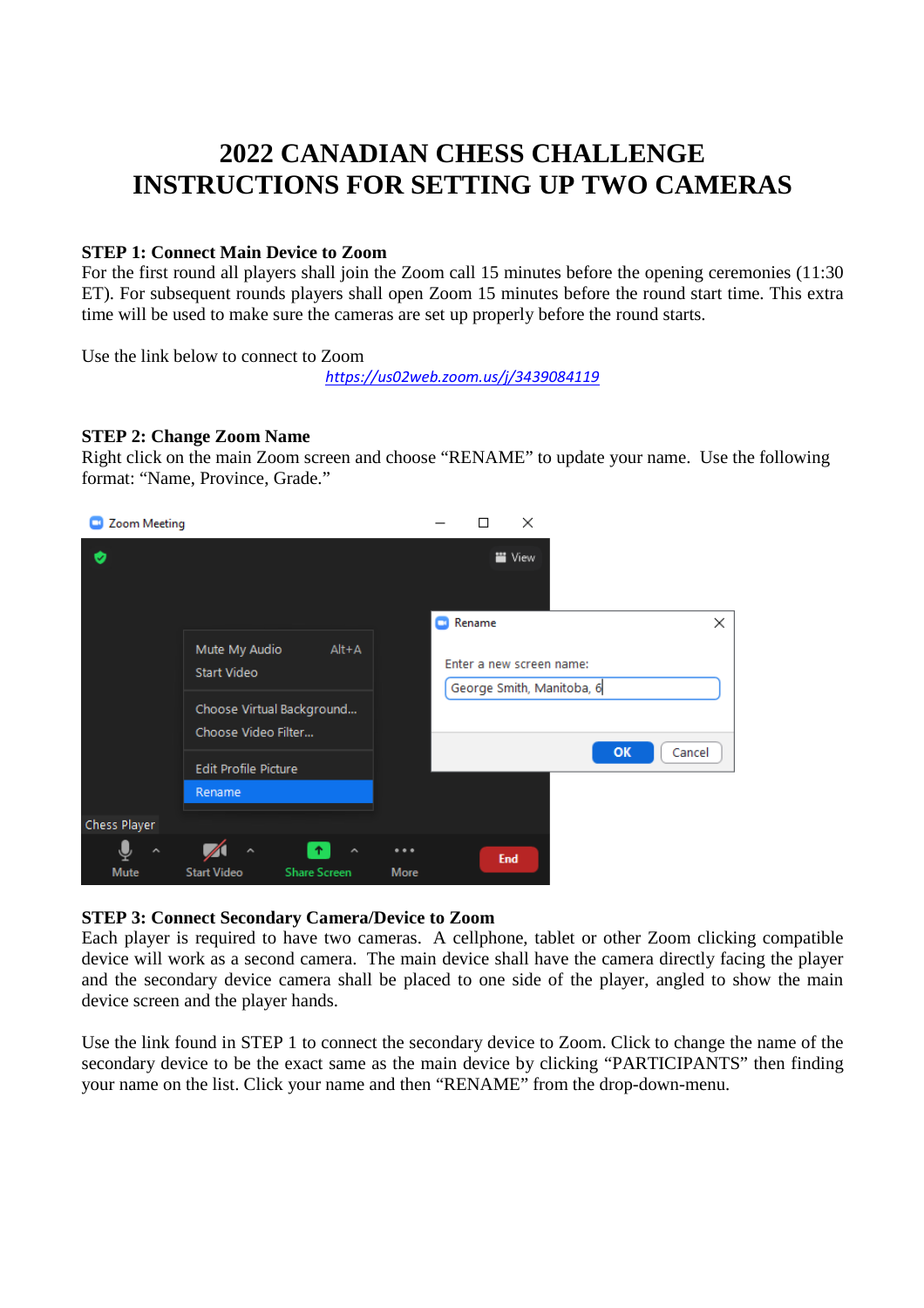# 2022 CANADIAN CHESS CHALLENGE
# INSTRUCTIONS FOR SETTING UP TWO CAMERAS

**STEP 1: Connect Main Device to Zoom**

For the first round all players shall join the Zoom call 15 minutes before the opening ceremonies (11:30 ET). For subsequent rounds players shall open Zoom 15 minutes before the round start time. This extra time will be used to make sure the cameras are set up properly before the round starts.

Use the link below to connect to Zoom

https://us02web.zoom.us/j/3439084119

**STEP 2: Change Zoom Name**

Right click on the main Zoom screen and choose "RENAME" to update your name. Use the following format: "Name, Province, Grade."

**STEP 3: Connect Secondary Camera/Device to Zoom**

Each player is required to have two cameras. A cellphone, tablet or other Zoom clicking compatible device will work as a second camera. The main device shall have the camera directly facing the player and the secondary device camera shall be placed to one side of the player, angled to show the main device screen and the player hands.

Use the link found in STEP 1 to connect the secondary device to Zoom. Click to change the name of the secondary device to be the exact same as the main device by clicking "PARTICIPANTS" then finding your name on the list. Click your name and then "RENAME" from the drop-down-menu.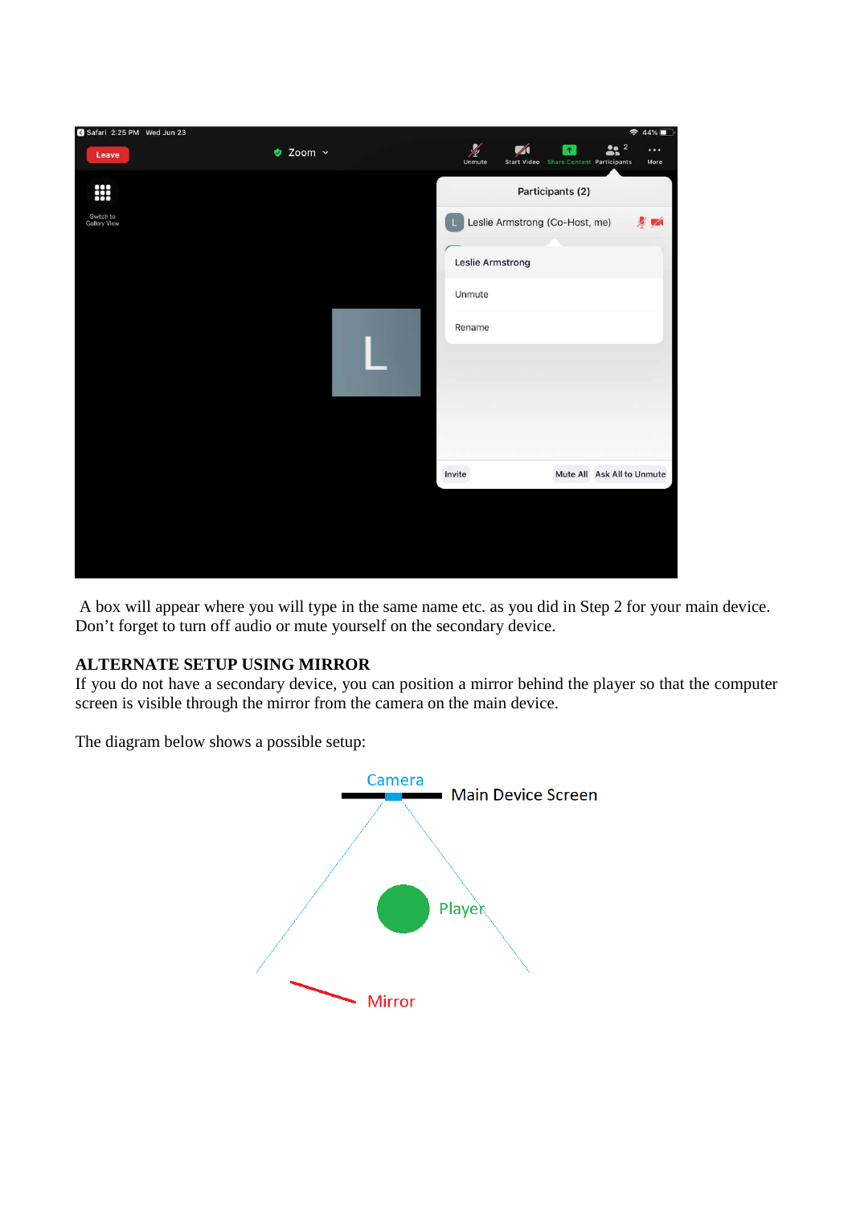A box will appear where you will type in the same name etc. as you did in Step 2 for your main device. Don't forget to turn off audio or mute yourself on the secondary device.

**ALTERNATE SETUP USING MIRROR**

If you do not have a secondary device, you can position a mirror behind the player so that the computer screen is visible through the mirror from the camera on the main device.

The diagram below shows a possible setup:

Camera

Main Device Screen

Player

Mirror